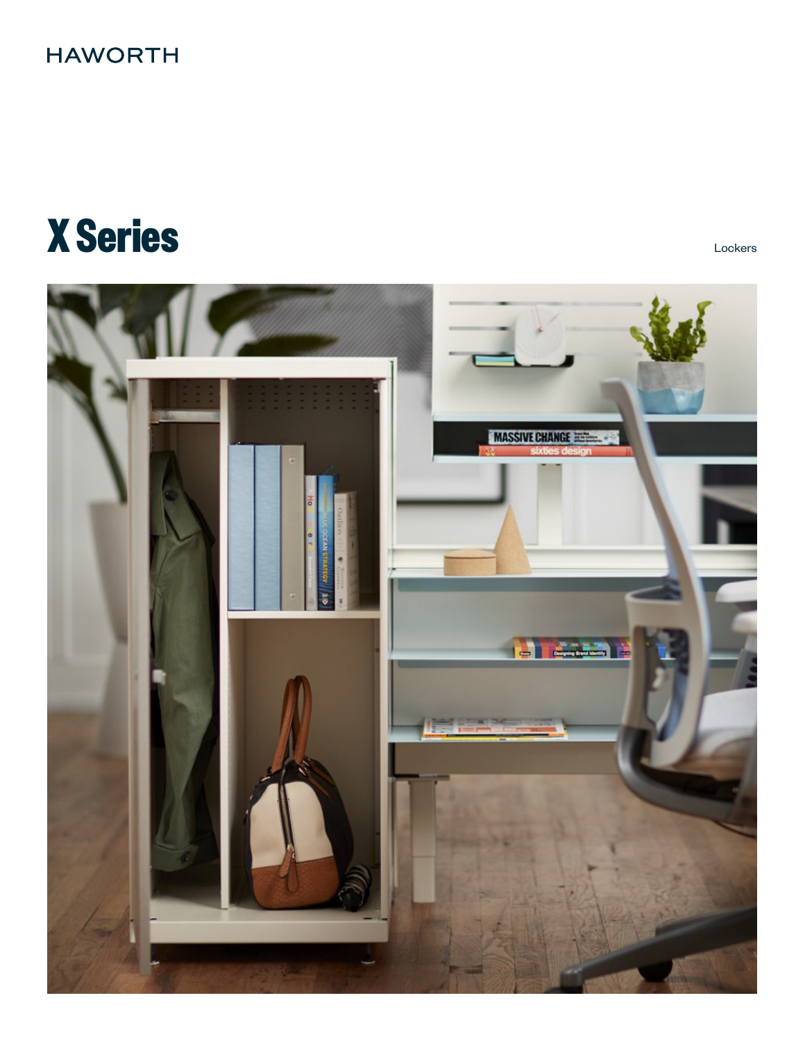HAWORTH

# X Series

Lockers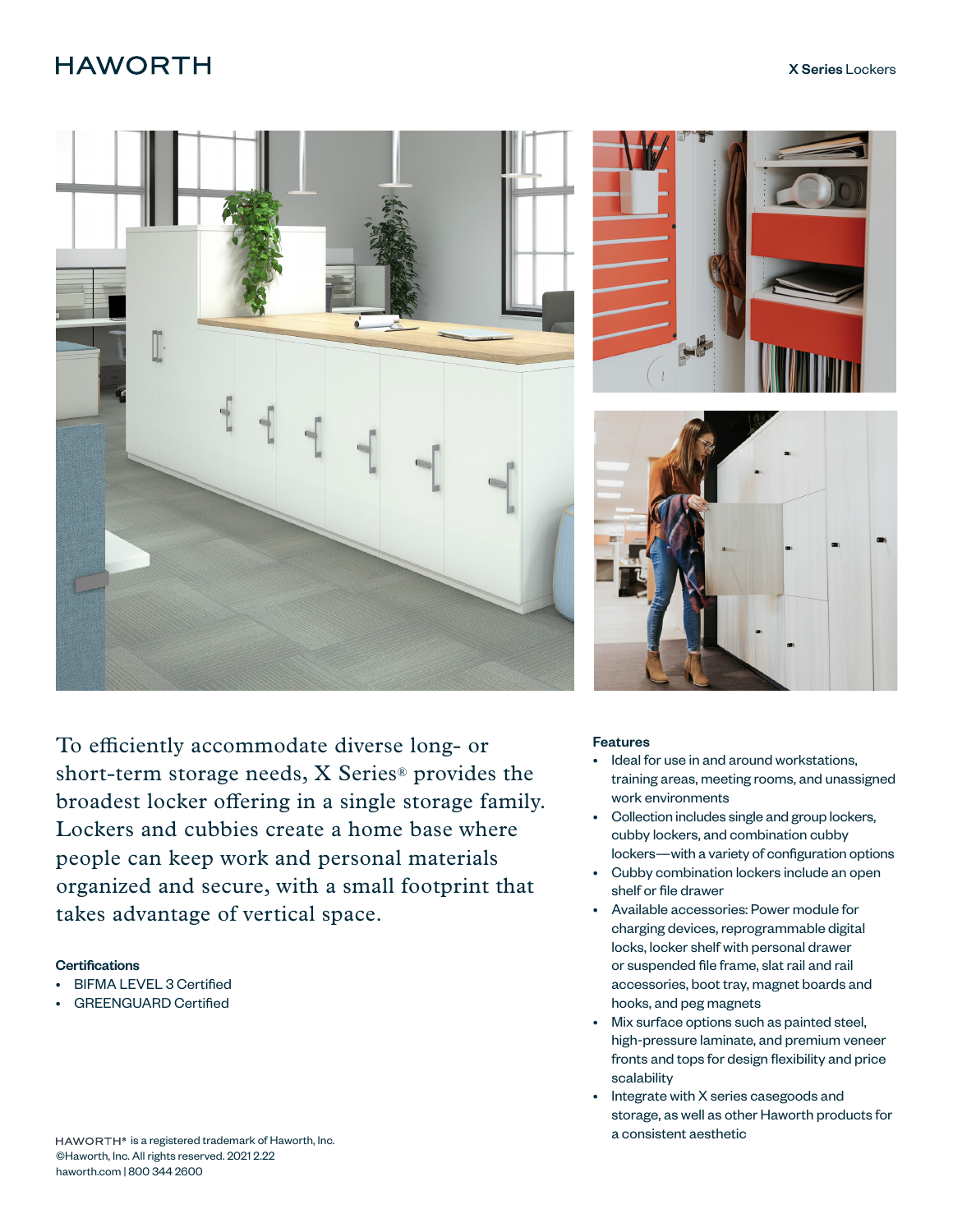HAWORTH

X Series Lockers

To efficiently accommodate diverse long- or short-term storage needs, X Series® provides the broadest locker offering in a single storage family. Lockers and cubbies create a home base where people can keep work and personal materials organized and secure, with a small footprint that takes advantage of vertical space.

**Certifications**

- BIFMA LEVEL 3 Certified
- GREENGUARD Certified

**Features**

- Ideal for use in and around workstations, training areas, meeting rooms, and unassigned work environments
- Collection includes single and group lockers, cubby lockers, and combination cubby lockers—with a variety of configuration options
- Cubby combination lockers include an open shelf or file drawer
- Available accessories: Power module for charging devices, reprogrammable digital locks, locker shelf with personal drawer or suspended file frame, slat rail and rail accessories, boot tray, magnet boards and hooks, and peg magnets
- Mix surface options such as painted steel, high-pressure laminate, and premium veneer fronts and tops for design flexibility and price scalability
- Integrate with X series casegoods and storage, as well as other Haworth products for a consistent aesthetic

HAWORTH® is a registered trademark of Haworth, Inc.
©Haworth, Inc. All rights reserved. 2021 2.22
haworth.com | 800 344 2600